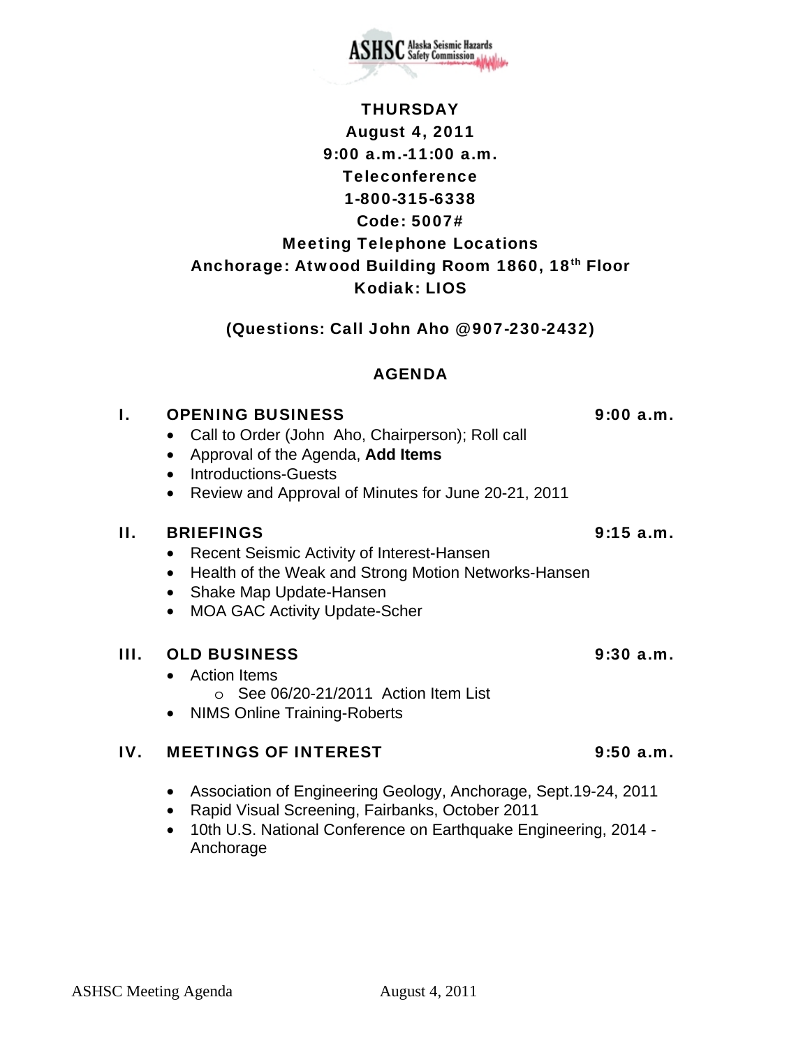ASHSC Alaska Seismic Hazards Safety Commission

**THURSDAY**
**August 4, 2011**
**9:00 a.m.-11:00 a.m.**
**Teleconference**
**1-800-315-6338**
**Code: 5007#**
**Meeting Telephone Locations**
**Anchorage: Atwood Building Room 1860, 18th Floor**
**Kodiak: LIOS**

**(Questions: Call John Aho @907-230-2432)**

## AGENDA

### I. OPENING BUSINESS — 9:00 a.m.

- Call to Order (John Aho, Chairperson); Roll call
- Approval of the Agenda, **Add Items**
- Introductions-Guests
- Review and Approval of Minutes for June 20-21, 2011

### II. BRIEFINGS — 9:15 a.m.

- Recent Seismic Activity of Interest-Hansen
- Health of the Weak and Strong Motion Networks-Hansen
- Shake Map Update-Hansen
- MOA GAC Activity Update-Scher

### III. OLD BUSINESS — 9:30 a.m.

- Action Items
  - See 06/20-21/2011 Action Item List
- NIMS Online Training-Roberts

### IV. MEETINGS OF INTEREST — 9:50 a.m.

- Association of Engineering Geology, Anchorage, Sept.19-24, 2011
- Rapid Visual Screening, Fairbanks, October 2011
- 10th U.S. National Conference on Earthquake Engineering, 2014 - Anchorage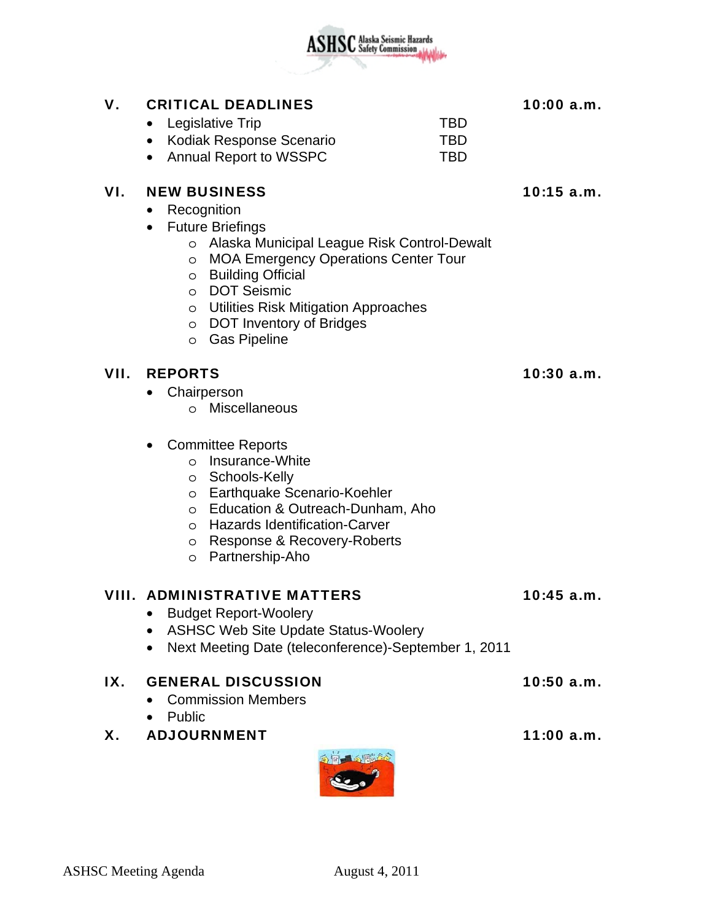## V. CRITICAL DEADLINES — 10:00 a.m.

- Legislative Trip — TBD
- Kodiak Response Scenario — TBD
- Annual Report to WSSPC — TBD

## VI. NEW BUSINESS — 10:15 a.m.

- Recognition
- Future Briefings
  - Alaska Municipal League Risk Control-Dewalt
  - MOA Emergency Operations Center Tour
  - Building Official
  - DOT Seismic
  - Utilities Risk Mitigation Approaches
  - DOT Inventory of Bridges
  - Gas Pipeline

## VII. REPORTS — 10:30 a.m.

- Chairperson
  - Miscellaneous

- Committee Reports
  - Insurance-White
  - Schools-Kelly
  - Earthquake Scenario-Koehler
  - Education & Outreach-Dunham, Aho
  - Hazards Identification-Carver
  - Response & Recovery-Roberts
  - Partnership-Aho

## VIII. ADMINISTRATIVE MATTERS — 10:45 a.m.

- Budget Report-Woolery
- ASHSC Web Site Update Status-Woolery
- Next Meeting Date (teleconference)-September 1, 2011

## IX. GENERAL DISCUSSION — 10:50 a.m.

- Commission Members
- Public

## X. ADJOURNMENT — 11:00 a.m.